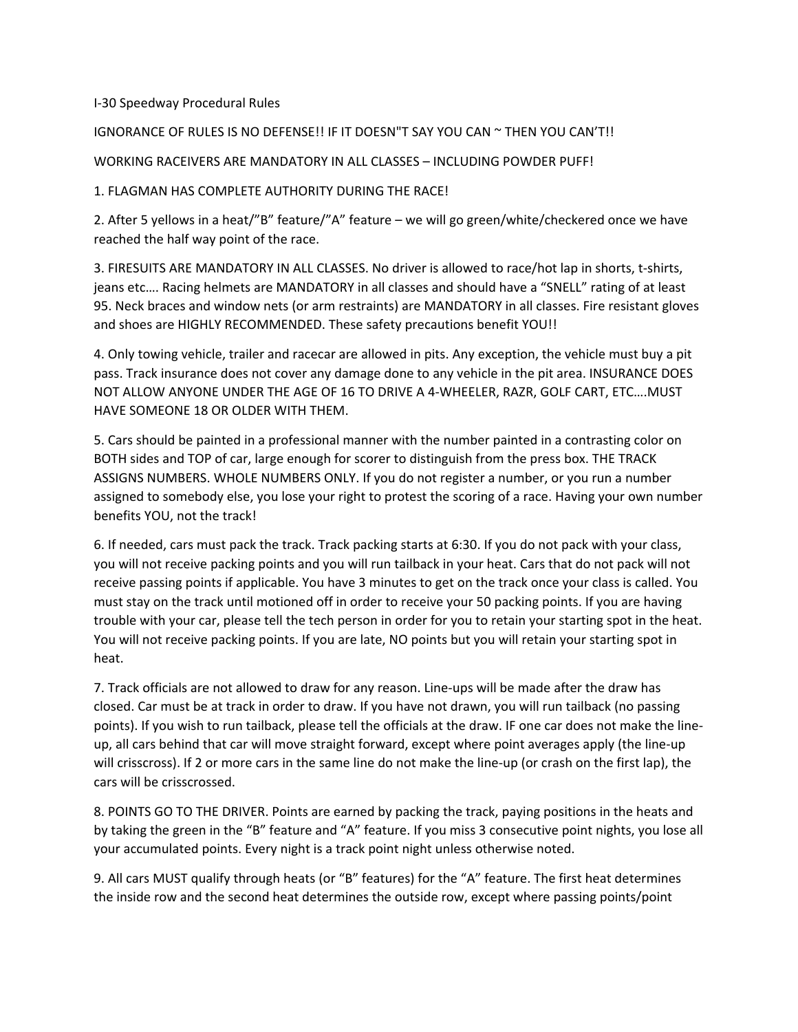# I-30 Speedway Procedural Rules

IGNORANCE OF RULES IS NO DEFENSE!! IF IT DOESN"T SAY YOU CAN ~ THEN YOU CAN'T!!

WORKING RACEIVERS ARE MANDATORY IN ALL CLASSES – INCLUDING POWDER PUFF!

1. FLAGMAN HAS COMPLETE AUTHORITY DURING THE RACE!

2. After 5 yellows in a heat/"B" feature/"A" feature – we will go green/white/checkered once we have reached the half way point of the race.

3. FIRESUITS ARE MANDATORY IN ALL CLASSES. No driver is allowed to race/hot lap in shorts, t-shirts, jeans etc…. Racing helmets are MANDATORY in all classes and should have a "SNELL" rating of at least 95. Neck braces and window nets (or arm restraints) are MANDATORY in all classes. Fire resistant gloves and shoes are HIGHLY RECOMMENDED. These safety precautions benefit YOU!!

4. Only towing vehicle, trailer and racecar are allowed in pits. Any exception, the vehicle must buy a pit pass. Track insurance does not cover any damage done to any vehicle in the pit area. INSURANCE DOES NOT ALLOW ANYONE UNDER THE AGE OF 16 TO DRIVE A 4-WHEELER, RAZR, GOLF CART, ETC….MUST HAVE SOMEONE 18 OR OLDER WITH THEM.

5. Cars should be painted in a professional manner with the number painted in a contrasting color on BOTH sides and TOP of car, large enough for scorer to distinguish from the press box. THE TRACK ASSIGNS NUMBERS. WHOLE NUMBERS ONLY. If you do not register a number, or you run a number assigned to somebody else, you lose your right to protest the scoring of a race. Having your own number benefits YOU, not the track!

6. If needed, cars must pack the track. Track packing starts at 6:30. If you do not pack with your class, you will not receive packing points and you will run tailback in your heat. Cars that do not pack will not receive passing points if applicable. You have 3 minutes to get on the track once your class is called. You must stay on the track until motioned off in order to receive your 50 packing points. If you are having trouble with your car, please tell the tech person in order for you to retain your starting spot in the heat. You will not receive packing points. If you are late, NO points but you will retain your starting spot in heat.

7. Track officials are not allowed to draw for any reason. Line-ups will be made after the draw has closed. Car must be at track in order to draw. If you have not drawn, you will run tailback (no passing points). If you wish to run tailback, please tell the officials at the draw. IF one car does not make the line-up, all cars behind that car will move straight forward, except where point averages apply (the line-up will crisscross). If 2 or more cars in the same line do not make the line-up (or crash on the first lap), the cars will be crisscrossed.

8. POINTS GO TO THE DRIVER. Points are earned by packing the track, paying positions in the heats and by taking the green in the "B" feature and "A" feature. If you miss 3 consecutive point nights, you lose all your accumulated points. Every night is a track point night unless otherwise noted.

9. All cars MUST qualify through heats (or "B" features) for the "A" feature. The first heat determines the inside row and the second heat determines the outside row, except where passing points/point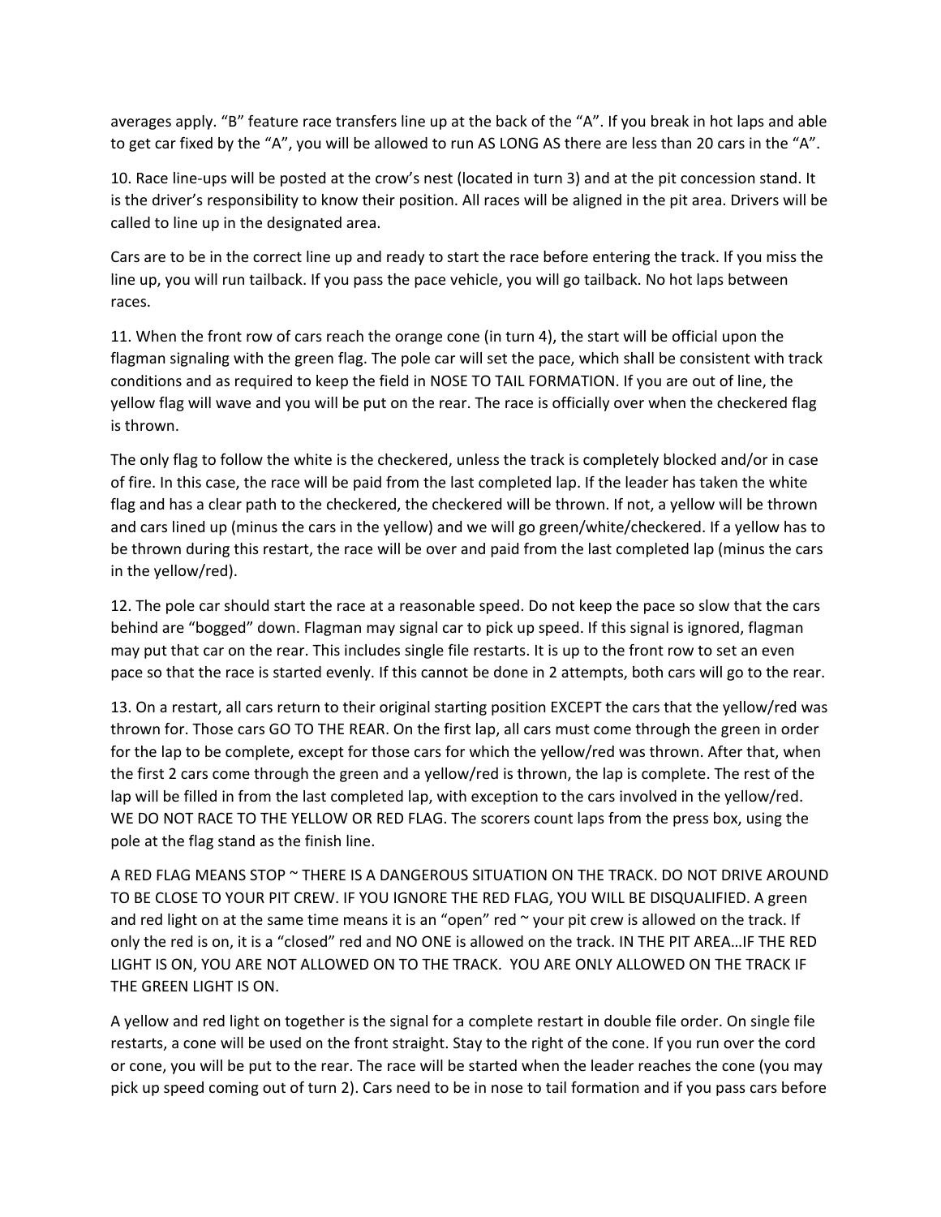averages apply. “B” feature race transfers line up at the back of the “A”. If you break in hot laps and able to get car fixed by the “A”, you will be allowed to run AS LONG AS there are less than 20 cars in the “A”.

10. Race line-ups will be posted at the crow’s nest (located in turn 3) and at the pit concession stand. It is the driver’s responsibility to know their position. All races will be aligned in the pit area. Drivers will be called to line up in the designated area.

Cars are to be in the correct line up and ready to start the race before entering the track. If you miss the line up, you will run tailback. If you pass the pace vehicle, you will go tailback. No hot laps between races.

11. When the front row of cars reach the orange cone (in turn 4), the start will be official upon the flagman signaling with the green flag. The pole car will set the pace, which shall be consistent with track conditions and as required to keep the field in NOSE TO TAIL FORMATION. If you are out of line, the yellow flag will wave and you will be put on the rear. The race is officially over when the checkered flag is thrown.

The only flag to follow the white is the checkered, unless the track is completely blocked and/or in case of fire. In this case, the race will be paid from the last completed lap. If the leader has taken the white flag and has a clear path to the checkered, the checkered will be thrown. If not, a yellow will be thrown and cars lined up (minus the cars in the yellow) and we will go green/white/checkered. If a yellow has to be thrown during this restart, the race will be over and paid from the last completed lap (minus the cars in the yellow/red).

12. The pole car should start the race at a reasonable speed. Do not keep the pace so slow that the cars behind are “bogged” down. Flagman may signal car to pick up speed. If this signal is ignored, flagman may put that car on the rear. This includes single file restarts. It is up to the front row to set an even pace so that the race is started evenly. If this cannot be done in 2 attempts, both cars will go to the rear.

13. On a restart, all cars return to their original starting position EXCEPT the cars that the yellow/red was thrown for. Those cars GO TO THE REAR. On the first lap, all cars must come through the green in order for the lap to be complete, except for those cars for which the yellow/red was thrown. After that, when the first 2 cars come through the green and a yellow/red is thrown, the lap is complete. The rest of the lap will be filled in from the last completed lap, with exception to the cars involved in the yellow/red. WE DO NOT RACE TO THE YELLOW OR RED FLAG. The scorers count laps from the press box, using the pole at the flag stand as the finish line.

A RED FLAG MEANS STOP ~ THERE IS A DANGEROUS SITUATION ON THE TRACK. DO NOT DRIVE AROUND TO BE CLOSE TO YOUR PIT CREW. IF YOU IGNORE THE RED FLAG, YOU WILL BE DISQUALIFIED. A green and red light on at the same time means it is an “open” red ~ your pit crew is allowed on the track. If only the red is on, it is a “closed” red and NO ONE is allowed on the track. IN THE PIT AREA…IF THE RED LIGHT IS ON, YOU ARE NOT ALLOWED ON TO THE TRACK. YOU ARE ONLY ALLOWED ON THE TRACK IF THE GREEN LIGHT IS ON.

A yellow and red light on together is the signal for a complete restart in double file order. On single file restarts, a cone will be used on the front straight. Stay to the right of the cone. If you run over the cord or cone, you will be put to the rear. The race will be started when the leader reaches the cone (you may pick up speed coming out of turn 2). Cars need to be in nose to tail formation and if you pass cars before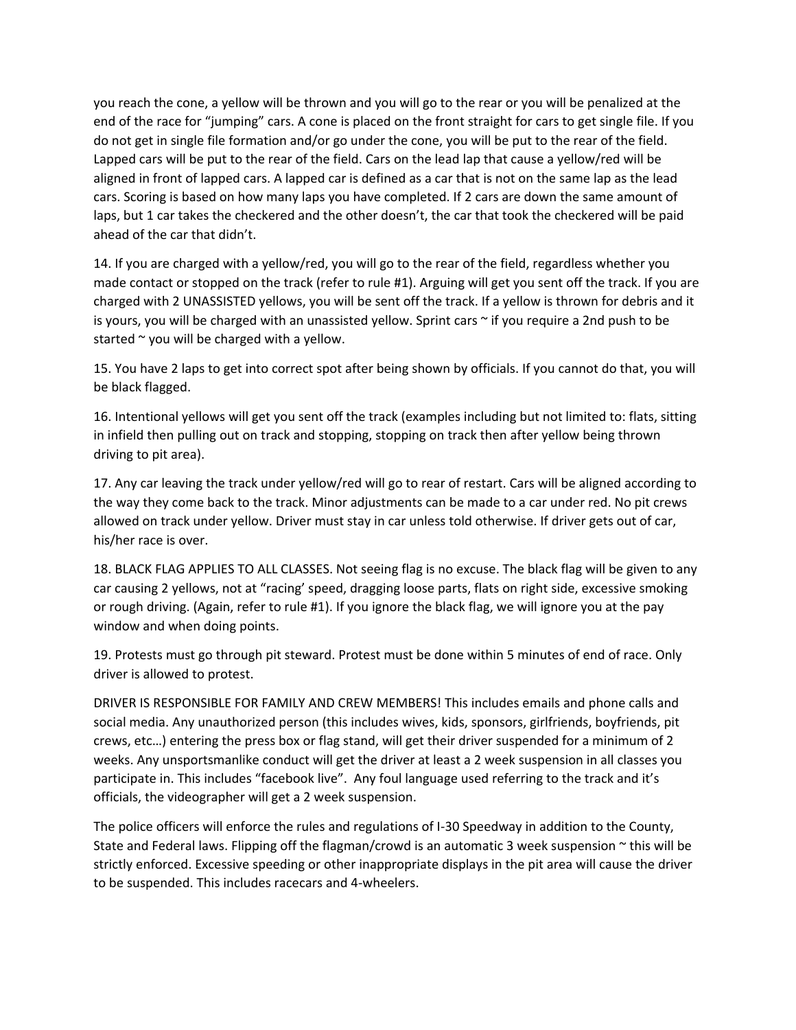you reach the cone, a yellow will be thrown and you will go to the rear or you will be penalized at the end of the race for "jumping" cars. A cone is placed on the front straight for cars to get single file. If you do not get in single file formation and/or go under the cone, you will be put to the rear of the field. Lapped cars will be put to the rear of the field. Cars on the lead lap that cause a yellow/red will be aligned in front of lapped cars. A lapped car is defined as a car that is not on the same lap as the lead cars. Scoring is based on how many laps you have completed. If 2 cars are down the same amount of laps, but 1 car takes the checkered and the other doesn't, the car that took the checkered will be paid ahead of the car that didn't.

14. If you are charged with a yellow/red, you will go to the rear of the field, regardless whether you made contact or stopped on the track (refer to rule #1). Arguing will get you sent off the track. If you are charged with 2 UNASSISTED yellows, you will be sent off the track. If a yellow is thrown for debris and it is yours, you will be charged with an unassisted yellow. Sprint cars ~ if you require a 2nd push to be started ~ you will be charged with a yellow.

15. You have 2 laps to get into correct spot after being shown by officials. If you cannot do that, you will be black flagged.

16. Intentional yellows will get you sent off the track (examples including but not limited to: flats, sitting in infield then pulling out on track and stopping, stopping on track then after yellow being thrown driving to pit area).

17. Any car leaving the track under yellow/red will go to rear of restart. Cars will be aligned according to the way they come back to the track. Minor adjustments can be made to a car under red. No pit crews allowed on track under yellow. Driver must stay in car unless told otherwise. If driver gets out of car, his/her race is over.

18. BLACK FLAG APPLIES TO ALL CLASSES. Not seeing flag is no excuse. The black flag will be given to any car causing 2 yellows, not at "racing' speed, dragging loose parts, flats on right side, excessive smoking or rough driving. (Again, refer to rule #1). If you ignore the black flag, we will ignore you at the pay window and when doing points.

19. Protests must go through pit steward. Protest must be done within 5 minutes of end of race. Only driver is allowed to protest.

DRIVER IS RESPONSIBLE FOR FAMILY AND CREW MEMBERS! This includes emails and phone calls and social media. Any unauthorized person (this includes wives, kids, sponsors, girlfriends, boyfriends, pit crews, etc…) entering the press box or flag stand, will get their driver suspended for a minimum of 2 weeks. Any unsportsmanlike conduct will get the driver at least a 2 week suspension in all classes you participate in. This includes "facebook live". Any foul language used referring to the track and it's officials, the videographer will get a 2 week suspension.

The police officers will enforce the rules and regulations of I-30 Speedway in addition to the County, State and Federal laws. Flipping off the flagman/crowd is an automatic 3 week suspension ~ this will be strictly enforced. Excessive speeding or other inappropriate displays in the pit area will cause the driver to be suspended. This includes racecars and 4-wheelers.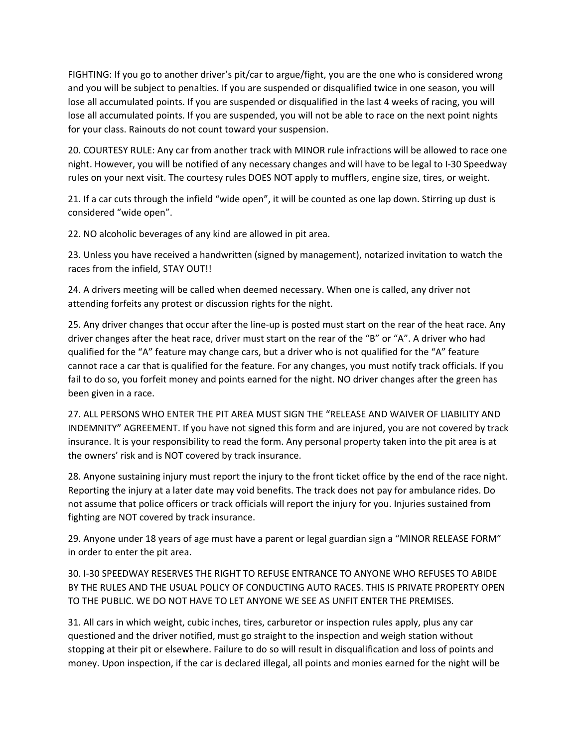FIGHTING: If you go to another driver's pit/car to argue/fight, you are the one who is considered wrong and you will be subject to penalties. If you are suspended or disqualified twice in one season, you will lose all accumulated points. If you are suspended or disqualified in the last 4 weeks of racing, you will lose all accumulated points. If you are suspended, you will not be able to race on the next point nights for your class. Rainouts do not count toward your suspension.

20. COURTESY RULE: Any car from another track with MINOR rule infractions will be allowed to race one night. However, you will be notified of any necessary changes and will have to be legal to I-30 Speedway rules on your next visit. The courtesy rules DOES NOT apply to mufflers, engine size, tires, or weight.

21. If a car cuts through the infield "wide open", it will be counted as one lap down. Stirring up dust is considered "wide open".

22. NO alcoholic beverages of any kind are allowed in pit area.

23. Unless you have received a handwritten (signed by management), notarized invitation to watch the races from the infield, STAY OUT!!

24. A drivers meeting will be called when deemed necessary. When one is called, any driver not attending forfeits any protest or discussion rights for the night.

25. Any driver changes that occur after the line-up is posted must start on the rear of the heat race. Any driver changes after the heat race, driver must start on the rear of the "B" or "A". A driver who had qualified for the "A" feature may change cars, but a driver who is not qualified for the "A" feature cannot race a car that is qualified for the feature. For any changes, you must notify track officials. If you fail to do so, you forfeit money and points earned for the night. NO driver changes after the green has been given in a race.

27. ALL PERSONS WHO ENTER THE PIT AREA MUST SIGN THE "RELEASE AND WAIVER OF LIABILITY AND INDEMNITY" AGREEMENT. If you have not signed this form and are injured, you are not covered by track insurance. It is your responsibility to read the form. Any personal property taken into the pit area is at the owners' risk and is NOT covered by track insurance.

28. Anyone sustaining injury must report the injury to the front ticket office by the end of the race night. Reporting the injury at a later date may void benefits. The track does not pay for ambulance rides. Do not assume that police officers or track officials will report the injury for you. Injuries sustained from fighting are NOT covered by track insurance.

29. Anyone under 18 years of age must have a parent or legal guardian sign a "MINOR RELEASE FORM" in order to enter the pit area.

30. I-30 SPEEDWAY RESERVES THE RIGHT TO REFUSE ENTRANCE TO ANYONE WHO REFUSES TO ABIDE BY THE RULES AND THE USUAL POLICY OF CONDUCTING AUTO RACES. THIS IS PRIVATE PROPERTY OPEN TO THE PUBLIC. WE DO NOT HAVE TO LET ANYONE WE SEE AS UNFIT ENTER THE PREMISES.

31. All cars in which weight, cubic inches, tires, carburetor or inspection rules apply, plus any car questioned and the driver notified, must go straight to the inspection and weigh station without stopping at their pit or elsewhere. Failure to do so will result in disqualification and loss of points and money. Upon inspection, if the car is declared illegal, all points and monies earned for the night will be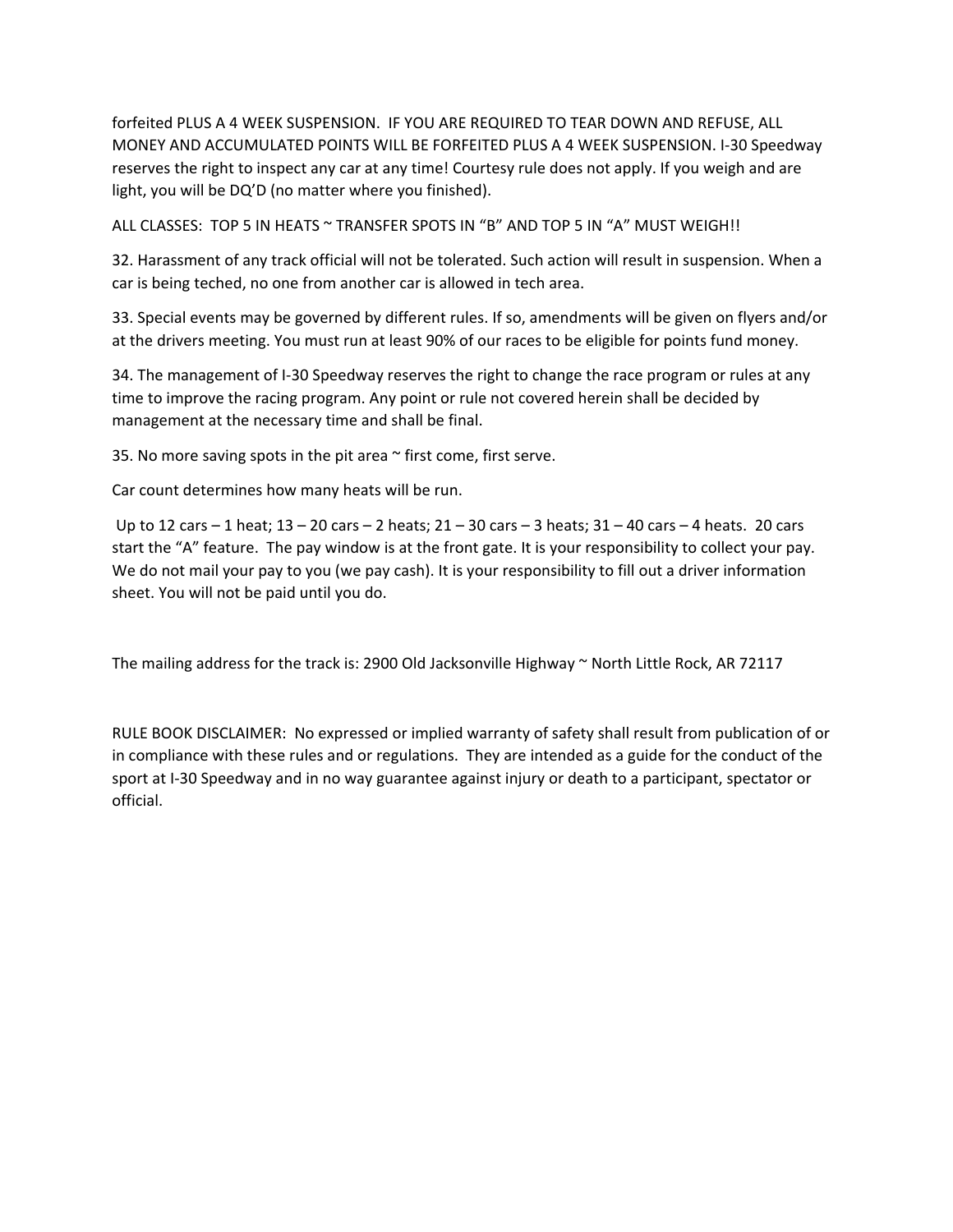forfeited PLUS A 4 WEEK SUSPENSION. IF YOU ARE REQUIRED TO TEAR DOWN AND REFUSE, ALL MONEY AND ACCUMULATED POINTS WILL BE FORFEITED PLUS A 4 WEEK SUSPENSION. I-30 Speedway reserves the right to inspect any car at any time! Courtesy rule does not apply. If you weigh and are light, you will be DQ'D (no matter where you finished).

ALL CLASSES: TOP 5 IN HEATS ~ TRANSFER SPOTS IN "B" AND TOP 5 IN "A" MUST WEIGH!!

32. Harassment of any track official will not be tolerated. Such action will result in suspension. When a car is being teched, no one from another car is allowed in tech area.

33. Special events may be governed by different rules. If so, amendments will be given on flyers and/or at the drivers meeting. You must run at least 90% of our races to be eligible for points fund money.

34. The management of I-30 Speedway reserves the right to change the race program or rules at any time to improve the racing program. Any point or rule not covered herein shall be decided by management at the necessary time and shall be final.

35. No more saving spots in the pit area ~ first come, first serve.

Car count determines how many heats will be run.

Up to 12 cars – 1 heat; 13 – 20 cars – 2 heats; 21 – 30 cars – 3 heats; 31 – 40 cars – 4 heats. 20 cars start the "A" feature. The pay window is at the front gate. It is your responsibility to collect your pay. We do not mail your pay to you (we pay cash). It is your responsibility to fill out a driver information sheet. You will not be paid until you do.

The mailing address for the track is: 2900 Old Jacksonville Highway ~ North Little Rock, AR 72117

RULE BOOK DISCLAIMER: No expressed or implied warranty of safety shall result from publication of or in compliance with these rules and or regulations. They are intended as a guide for the conduct of the sport at I-30 Speedway and in no way guarantee against injury or death to a participant, spectator or official.